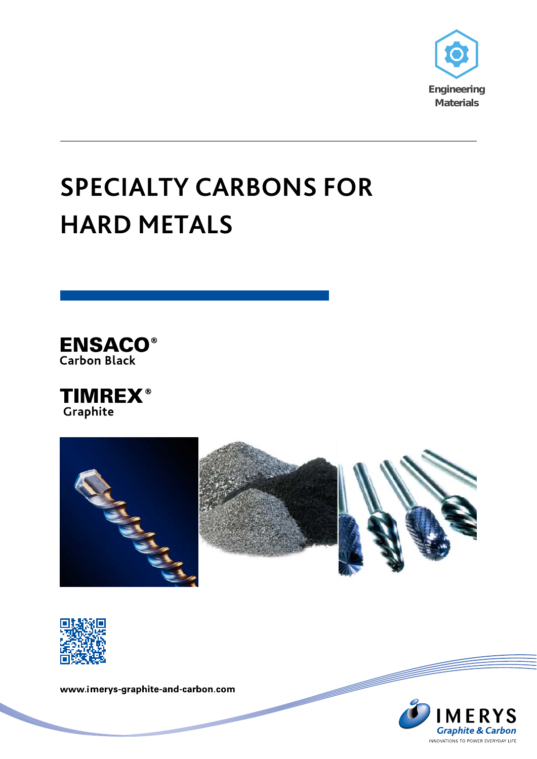Engineering Materials

# SPECIALTY CARBONS FOR HARD METALS

**ENSACO®**
Carbon Black

**TIMREX®**
Graphite

www.imerys-graphite-and-carbon.com

IMERYS Graphite & Carbon
INNOVATIONS TO POWER EVERYDAY LIFE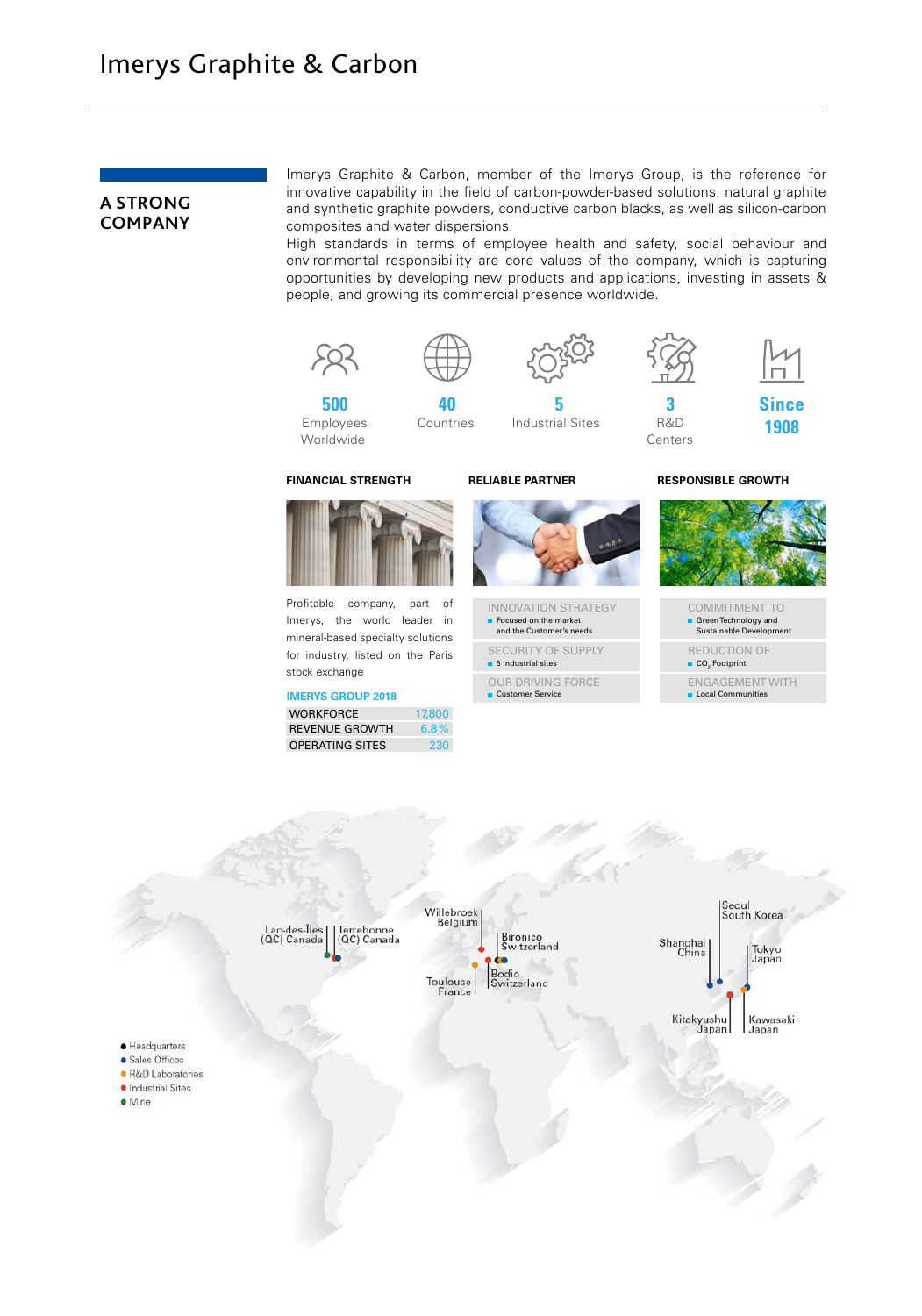# Imerys Graphite & Carbon

## A STRONG COMPANY

Imerys Graphite & Carbon, member of the Imerys Group, is the reference for innovative capability in the field of carbon-powder-based solutions: natural graphite and synthetic graphite powders, conductive carbon blacks, as well as silicon-carbon composites and water dispersions.
High standards in terms of employee health and safety, social behaviour and environmental responsibility are core values of the company, which is capturing opportunities by developing new products and applications, investing in assets & people, and growing its commercial presence worldwide.

**500** Employees Worldwide

**40** Countries

**5** Industrial Sites

**3** R&D Centers

**Since 1908**

### FINANCIAL STRENGTH

Profitable company, part of Imerys, the world leader in mineral-based specialty solutions for industry, listed on the Paris stock exchange

**IMERYS GROUP 2018**

| | |
|---|---|
| WORKFORCE | 17,800 |
| REVENUE GROWTH | 6.8% |
| OPERATING SITES | 230 |

### RELIABLE PARTNER

INNOVATION STRATEGY
- Focused on the market and the Customer's needs

SECURITY OF SUPPLY
- 5 Industrial sites

OUR DRIVING FORCE
- Customer Service

### RESPONSIBLE GROWTH

COMMITMENT TO
- Green Technology and Sustainable Development

REDUCTION OF
- $CO_2$ Footprint

ENGAGEMENT WITH
- Local Communities

Lac-des-Îles (QC) Canada
Terrebonne (QC) Canada
Willebroek Belgium
Bironico Switzerland
Bodio Switzerland
Toulouse France
Seoul South Korea
Shanghai China
Tokyo Japan
Kitakyushu Japan
Kawasaki Japan

- Headquarters
- Sales Offices
- R&D Laboratories
- Industrial Sites
- Mine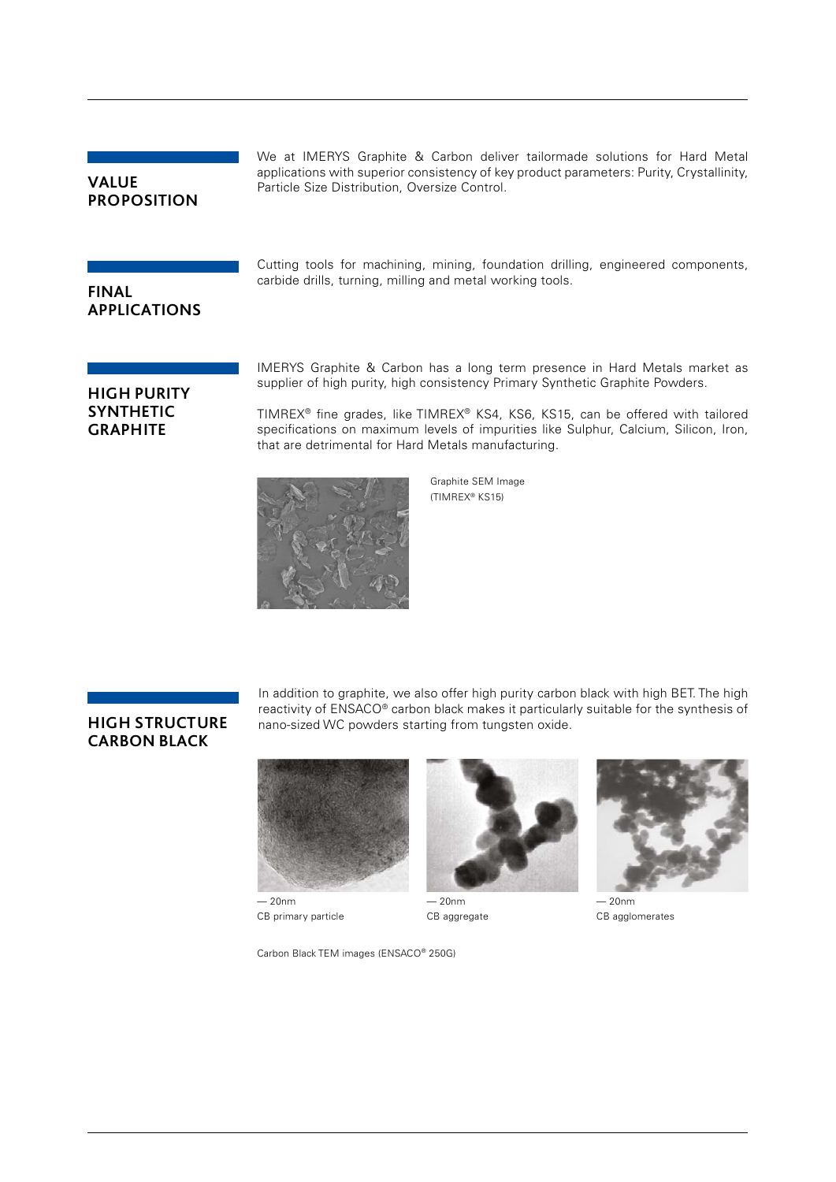## VALUE PROPOSITION

We at IMERYS Graphite & Carbon deliver tailormade solutions for Hard Metal applications with superior consistency of key product parameters: Purity, Crystallinity, Particle Size Distribution, Oversize Control.

## FINAL APPLICATIONS

Cutting tools for machining, mining, foundation drilling, engineered components, carbide drills, turning, milling and metal working tools.

## HIGH PURITY SYNTHETIC GRAPHITE

IMERYS Graphite & Carbon has a long term presence in Hard Metals market as supplier of high purity, high consistency Primary Synthetic Graphite Powders.

TIMREX® fine grades, like TIMREX® KS4, KS6, KS15, can be offered with tailored specifications on maximum levels of impurities like Sulphur, Calcium, Silicon, Iron, that are detrimental for Hard Metals manufacturing.

Graphite SEM Image (TIMREX® KS15)

## HIGH STRUCTURE CARBON BLACK

In addition to graphite, we also offer high purity carbon black with high BET. The high reactivity of ENSACO® carbon black makes it particularly suitable for the synthesis of nano-sized WC powders starting from tungsten oxide.

— 20nm
CB primary particle

— 20nm
CB aggregate

— 20nm
CB agglomerates

Carbon Black TEM images (ENSACO® 250G)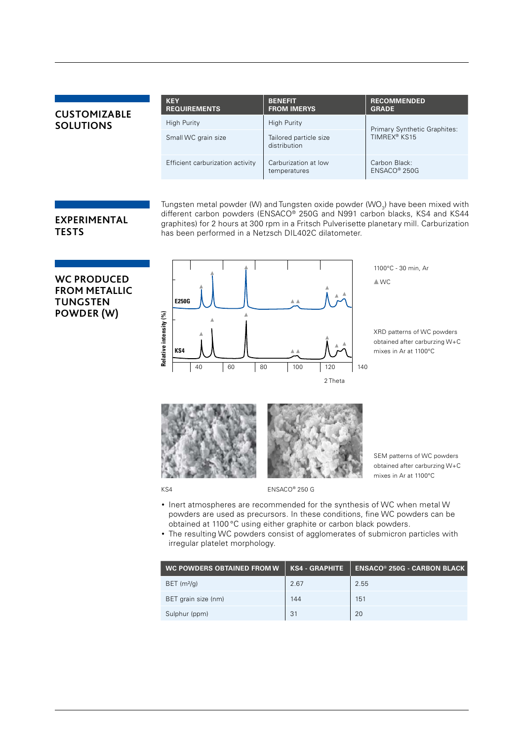## CUSTOMIZABLE SOLUTIONS

| KEY REQUIREMENTS | BENEFIT FROM IMERYS | RECOMMENDED GRADE |
|---|---|---|
| High Purity | High Purity | Primary Synthetic Graphites: TIMREX® KS15 |
| Small WC grain size | Tailored particle size distribution | |
| Efficient carburization activity | Carburization at low temperatures | Carbon Black: ENSACO® 250G |

## EXPERIMENTAL TESTS

Tungsten metal powder (W) and Tungsten oxide powder ($WO_3$) have been mixed with different carbon powders (ENSACO® 250G and N991 carbon blacks, KS4 and KS44 graphites) for 2 hours at 300 rpm in a Fritsch Pulverisette planetary mill. Carburization has been performed in a Netzsch DIL402C dilatometer.

## WC PRODUCED FROM METALLIC TUNGSTEN POWDER (W)

1100°C - 30 min, Ar

▲ WC

XRD patterns of WC powders obtained after carburzing W+C mixes in Ar at 1100°C

KS4

ENSACO® 250 G

SEM patterns of WC powders obtained after carburzing W+C mixes in Ar at 1100°C

- Inert atmospheres are recommended for the synthesis of WC when metal W powders are used as precursors. In these conditions, fine WC powders can be obtained at 1100 °C using either graphite or carbon black powders.
- The resulting WC powders consist of agglomerates of submicron particles with irregular platelet morphology.

| WC POWDERS OBTAINED FROM W | KS4 - GRAPHITE | ENSACO® 250G - CARBON BLACK |
|---|---|---|
| BET ($m^2/g$) | 2.67 | 2.55 |
| BET grain size (nm) | 144 | 151 |
| Sulphur (ppm) | 31 | 20 |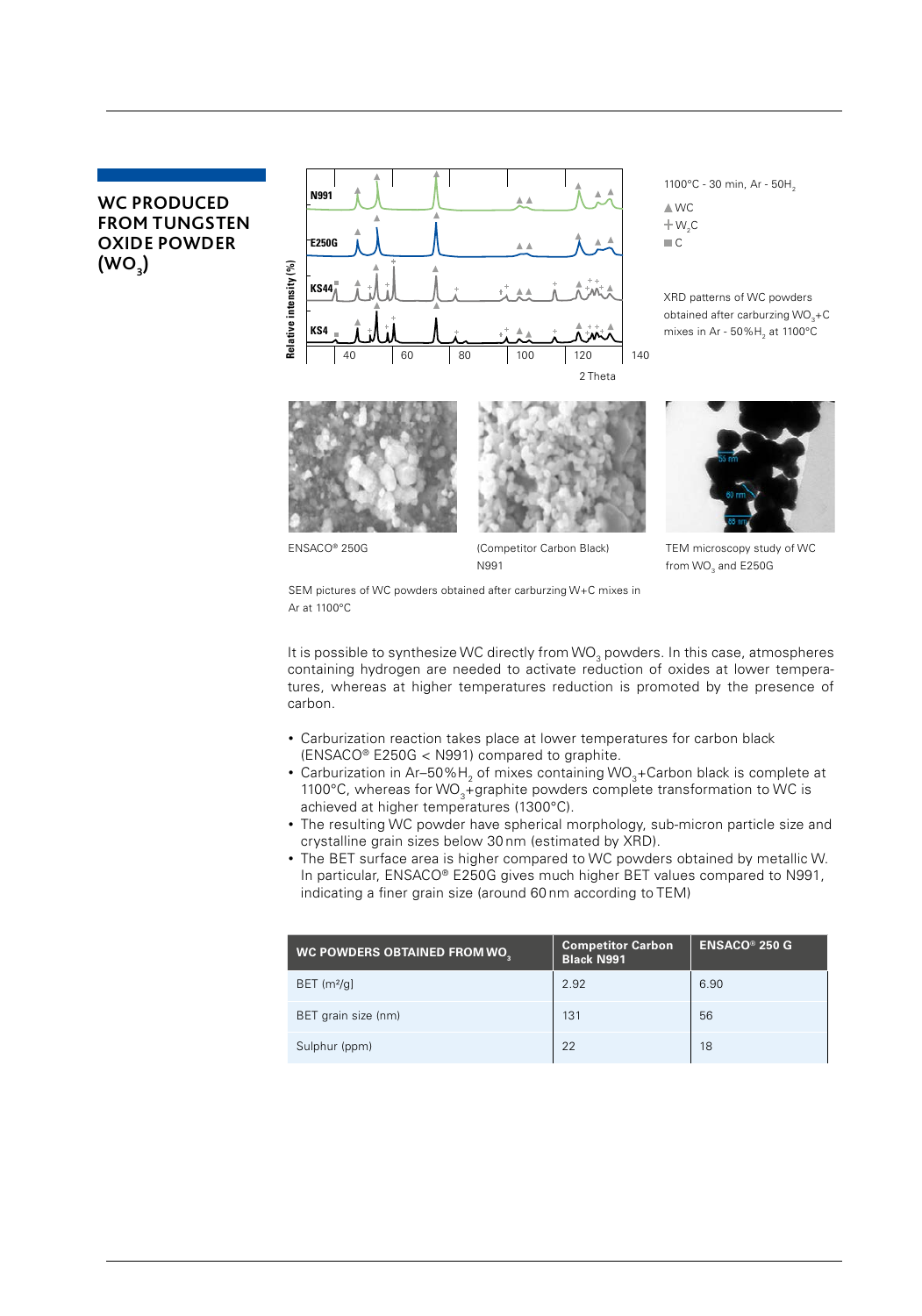# WC PRODUCED FROM TUNGSTEN OXIDE POWDER ($WO_3$)

1100°C - 30 min, Ar - 50$H_2$

▲ WC
+ $W_2C$
■ C

XRD patterns of WC powders obtained after carburzing $WO_3$+C mixes in Ar - 50%$H_2$ at 1100°C

ENSACO® 250G

(Competitor Carbon Black) N991

TEM microscopy study of WC from $WO_3$ and E250G

SEM pictures of WC powders obtained after carburzing W+C mixes in Ar at 1100°C

It is possible to synthesize WC directly from $WO_3$ powders. In this case, atmospheres containing hydrogen are needed to activate reduction of oxides at lower temperatures, whereas at higher temperatures reduction is promoted by the presence of carbon.

- Carburization reaction takes place at lower temperatures for carbon black (ENSACO® E250G < N991) compared to graphite.
- Carburization in Ar–50%$H_2$ of mixes containing $WO_3$+Carbon black is complete at 1100°C, whereas for $WO_3$+graphite powders complete transformation to WC is achieved at higher temperatures (1300°C).
- The resulting WC powder have spherical morphology, sub-micron particle size and crystalline grain sizes below 30 nm (estimated by XRD).
- The BET surface area is higher compared to WC powders obtained by metallic W. In particular, ENSACO® E250G gives much higher BET values compared to N991, indicating a finer grain size (around 60 nm according to TEM)

| WC POWDERS OBTAINED FROM $WO_3$ | Competitor Carbon Black N991 | ENSACO® 250 G |
|---|---|---|
| BET ($m^2$/g) | 2.92 | 6.90 |
| BET grain size (nm) | 131 | 56 |
| Sulphur (ppm) | 22 | 18 |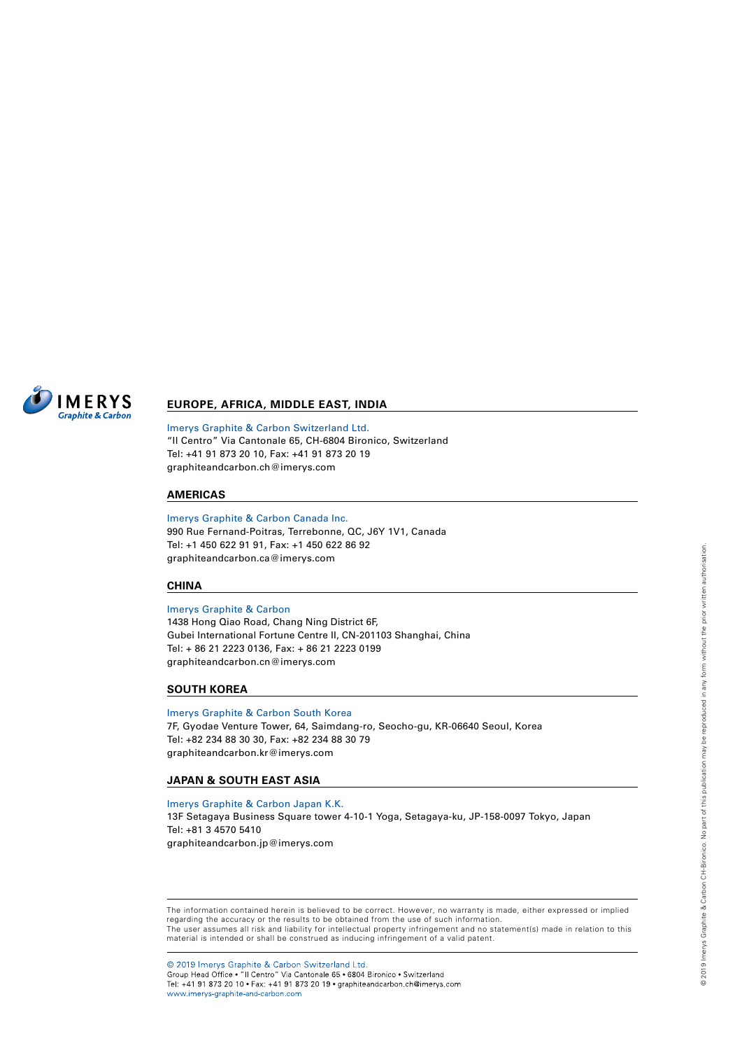IMERYS
Graphite & Carbon

## EUROPE, AFRICA, MIDDLE EAST, INDIA

Imerys Graphite & Carbon Switzerland Ltd.
"Il Centro" Via Cantonale 65, CH-6804 Bironico, Switzerland
Tel: +41 91 873 20 10, Fax: +41 91 873 20 19
graphiteandcarbon.ch@imerys.com

## AMERICAS

Imerys Graphite & Carbon Canada Inc.
990 Rue Fernand-Poitras, Terrebonne, QC, J6Y 1V1, Canada
Tel: +1 450 622 91 91, Fax: +1 450 622 86 92
graphiteandcarbon.ca@imerys.com

## CHINA

Imerys Graphite & Carbon
1438 Hong Qiao Road, Chang Ning District 6F,
Gubei International Fortune Centre II, CN-201103 Shanghai, China
Tel: + 86 21 2223 0136, Fax: + 86 21 2223 0199
graphiteandcarbon.cn@imerys.com

## SOUTH KOREA

Imerys Graphite & Carbon South Korea
7F, Gyodae Venture Tower, 64, Saimdang-ro, Seocho-gu, KR-06640 Seoul, Korea
Tel: +82 234 88 30 30, Fax: +82 234 88 30 79
graphiteandcarbon.kr@imerys.com

## JAPAN & SOUTH EAST ASIA

Imerys Graphite & Carbon Japan K.K.
13F Setagaya Business Square tower 4-10-1 Yoga, Setagaya-ku, JP-158-0097 Tokyo, Japan
Tel: +81 3 4570 5410
graphiteandcarbon.jp@imerys.com

---

The information contained herein is believed to be correct. However, no warranty is made, either expressed or implied regarding the accuracy or the results to be obtained from the use of such information.
The user assumes all risk and liability for intellectual property infringement and no statement(s) made in relation to this material is intended or shall be construed as inducing infringement of a valid patent.

---

© 2019 Imerys Graphite & Carbon Switzerland Ltd.
Group Head Office • "Il Centro" Via Cantonale 65 • 6804 Bironico • Switzerland
Tel: +41 91 873 20 10 • Fax: +41 91 873 20 19 • graphiteandcarbon.ch@imerys.com
www.imerys-graphite-and-carbon.com

© 2019 Imerys Graphite & Carbon CH-Bironico. No part of this publication may be reproduced in any form without the prior written authorisation.